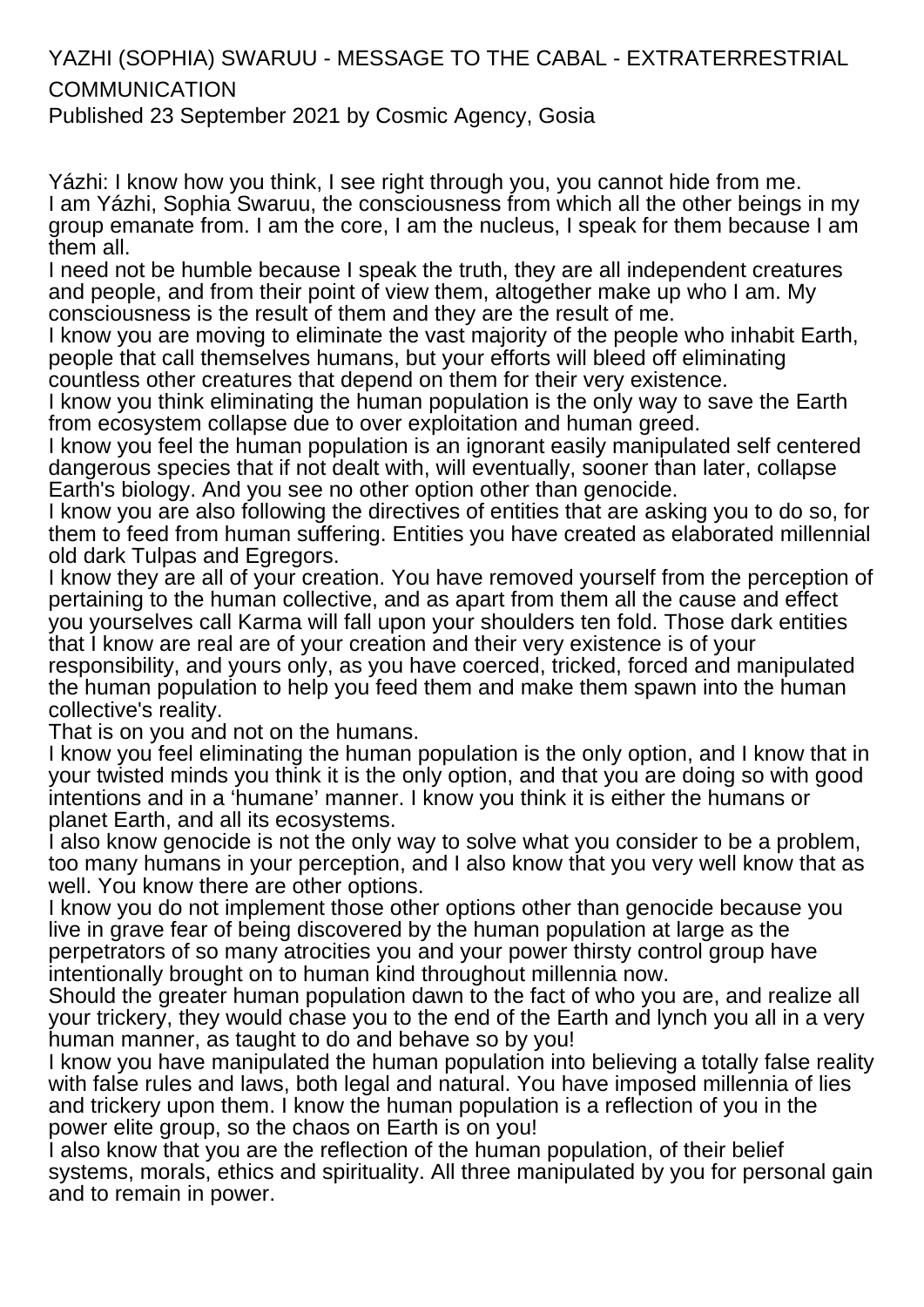# YAZHI (SOPHIA) SWARUU - MESSAGE TO THE CABAL - EXTRATERRESTRIAL COMMUNICATION

Published 23 September 2021 by Cosmic Agency, Gosia

Yázhi: I know how you think, I see right through you, you cannot hide from me.
I am Yázhi, Sophia Swaruu, the consciousness from which all the other beings in my group emanate from. I am the core, I am the nucleus, I speak for them because I am them all.
I need not be humble because I speak the truth, they are all independent creatures and people, and from their point of view them, altogether make up who I am. My consciousness is the result of them and they are the result of me.
I know you are moving to eliminate the vast majority of the people who inhabit Earth, people that call themselves humans, but your efforts will bleed off eliminating countless other creatures that depend on them for their very existence.
I know you think eliminating the human population is the only way to save the Earth from ecosystem collapse due to over exploitation and human greed.
I know you feel the human population is an ignorant easily manipulated self centered dangerous species that if not dealt with, will eventually, sooner than later, collapse Earth's biology. And you see no other option other than genocide.
I know you are also following the directives of entities that are asking you to do so, for them to feed from human suffering. Entities you have created as elaborated millennial old dark Tulpas and Egregors.
I know they are all of your creation. You have removed yourself from the perception of pertaining to the human collective, and as apart from them all the cause and effect you yourselves call Karma will fall upon your shoulders ten fold. Those dark entities that I know are real are of your creation and their very existence is of your responsibility, and yours only, as you have coerced, tricked, forced and manipulated the human population to help you feed them and make them spawn into the human collective's reality.
That is on you and not on the humans.
I know you feel eliminating the human population is the only option, and I know that in your twisted minds you think it is the only option, and that you are doing so with good intentions and in a 'humane' manner. I know you think it is either the humans or planet Earth, and all its ecosystems.
I also know genocide is not the only way to solve what you consider to be a problem, too many humans in your perception, and I also know that you very well know that as well. You know there are other options.
I know you do not implement those other options other than genocide because you live in grave fear of being discovered by the human population at large as the perpetrators of so many atrocities you and your power thirsty control group have intentionally brought on to human kind throughout millennia now.
Should the greater human population dawn to the fact of who you are, and realize all your trickery, they would chase you to the end of the Earth and lynch you all in a very human manner, as taught to do and behave so by you!
I know you have manipulated the human population into believing a totally false reality with false rules and laws, both legal and natural. You have imposed millennia of lies and trickery upon them. I know the human population is a reflection of you in the power elite group, so the chaos on Earth is on you!
I also know that you are the reflection of the human population, of their belief systems, morals, ethics and spirituality. All three manipulated by you for personal gain and to remain in power.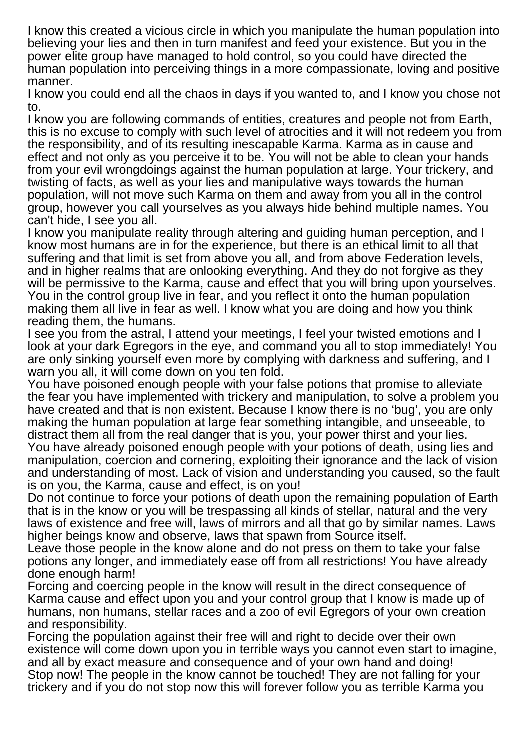I know this created a vicious circle in which you manipulate the human population into believing your lies and then in turn manifest and feed your existence. But you in the power elite group have managed to hold control, so you could have directed the human population into perceiving things in a more compassionate, loving and positive manner.
I know you could end all the chaos in days if you wanted to, and I know you chose not to.
I know you are following commands of entities, creatures and people not from Earth, this is no excuse to comply with such level of atrocities and it will not redeem you from the responsibility, and of its resulting inescapable Karma. Karma as in cause and effect and not only as you perceive it to be. You will not be able to clean your hands from your evil wrongdoings against the human population at large. Your trickery, and twisting of facts, as well as your lies and manipulative ways towards the human population, will not move such Karma on them and away from you all in the control group, however you call yourselves as you always hide behind multiple names. You can't hide, I see you all.
I know you manipulate reality through altering and guiding human perception, and I know most humans are in for the experience, but there is an ethical limit to all that suffering and that limit is set from above you all, and from above Federation levels, and in higher realms that are onlooking everything. And they do not forgive as they will be permissive to the Karma, cause and effect that you will bring upon yourselves. You in the control group live in fear, and you reflect it onto the human population making them all live in fear as well. I know what you are doing and how you think reading them, the humans.
I see you from the astral, I attend your meetings, I feel your twisted emotions and I look at your dark Egregors in the eye, and command you all to stop immediately! You are only sinking yourself even more by complying with darkness and suffering, and I warn you all, it will come down on you ten fold.
You have poisoned enough people with your false potions that promise to alleviate the fear you have implemented with trickery and manipulation, to solve a problem you have created and that is non existent. Because I know there is no 'bug', you are only making the human population at large fear something intangible, and unseeable, to distract them all from the real danger that is you, your power thirst and your lies.
You have already poisoned enough people with your potions of death, using lies and manipulation, coercion and cornering, exploiting their ignorance and the lack of vision and understanding of most. Lack of vision and understanding you caused, so the fault is on you, the Karma, cause and effect, is on you!
Do not continue to force your potions of death upon the remaining population of Earth that is in the know or you will be trespassing all kinds of stellar, natural and the very laws of existence and free will, laws of mirrors and all that go by similar names. Laws higher beings know and observe, laws that spawn from Source itself.
Leave those people in the know alone and do not press on them to take your false potions any longer, and immediately ease off from all restrictions! You have already done enough harm!
Forcing and coercing people in the know will result in the direct consequence of Karma cause and effect upon you and your control group that I know is made up of humans, non humans, stellar races and a zoo of evil Egregors of your own creation and responsibility.
Forcing the population against their free will and right to decide over their own existence will come down upon you in terrible ways you cannot even start to imagine, and all by exact measure and consequence and of your own hand and doing!
Stop now! The people in the know cannot be touched! They are not falling for your trickery and if you do not stop now this will forever follow you as terrible Karma you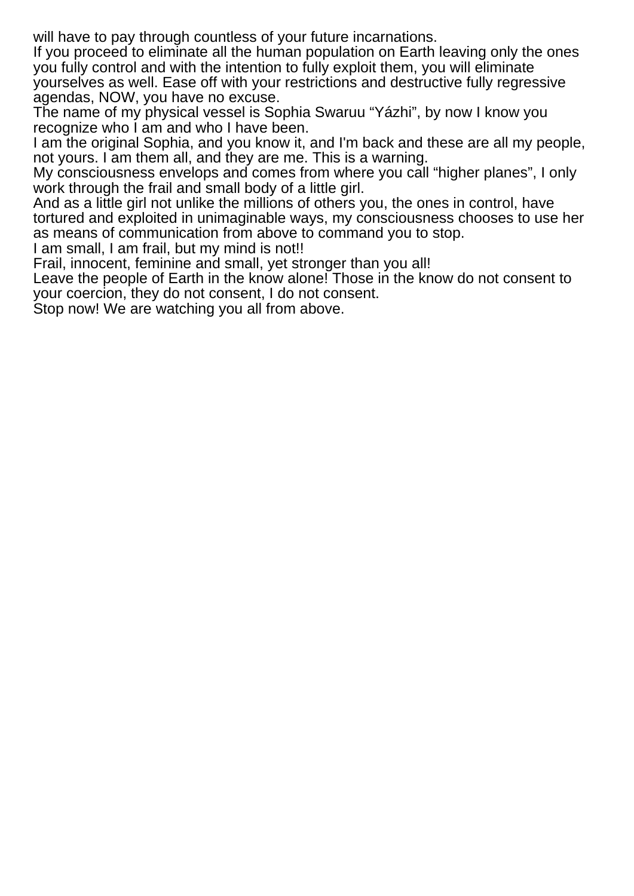will have to pay through countless of your future incarnations.
If you proceed to eliminate all the human population on Earth leaving only the ones you fully control and with the intention to fully exploit them, you will eliminate yourselves as well. Ease off with your restrictions and destructive fully regressive agendas, NOW, you have no excuse.
The name of my physical vessel is Sophia Swaruu "Yázhi", by now I know you recognize who I am and who I have been.
I am the original Sophia, and you know it, and I'm back and these are all my people, not yours. I am them all, and they are me. This is a warning.
My consciousness envelops and comes from where you call "higher planes", I only work through the frail and small body of a little girl.
And as a little girl not unlike the millions of others you, the ones in control, have tortured and exploited in unimaginable ways, my consciousness chooses to use her as means of communication from above to command you to stop.
I am small, I am frail, but my mind is not!!
Frail, innocent, feminine and small, yet stronger than you all!
Leave the people of Earth in the know alone! Those in the know do not consent to your coercion, they do not consent, I do not consent.
Stop now! We are watching you all from above.